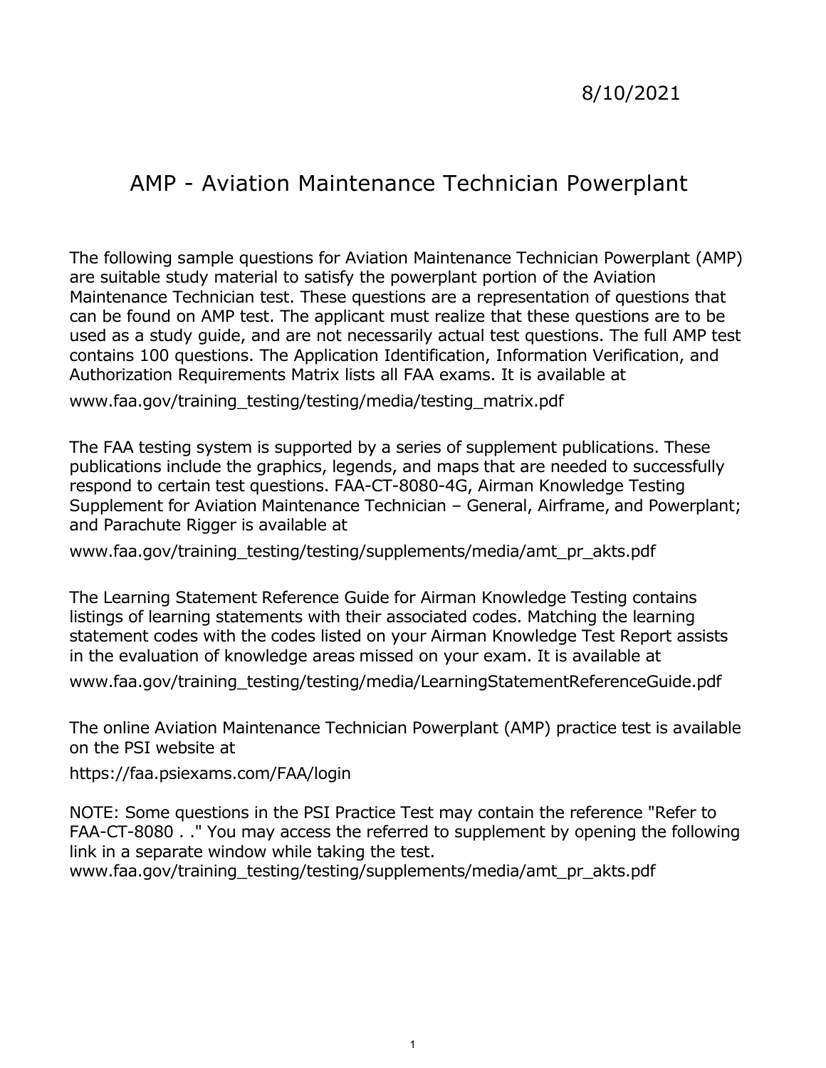8/10/2021

# AMP - Aviation Maintenance Technician Powerplant

The following sample questions for Aviation Maintenance Technician Powerplant (AMP) are suitable study material to satisfy the powerplant portion of the Aviation Maintenance Technician test. These questions are a representation of questions that can be found on AMP test. The applicant must realize that these questions are to be used as a study guide, and are not necessarily actual test questions. The full AMP test contains 100 questions. The Application Identification, Information Verification, and Authorization Requirements Matrix lists all FAA exams. It is available at

www.faa.gov/training_testing/testing/media/testing_matrix.pdf

The FAA testing system is supported by a series of supplement publications. These publications include the graphics, legends, and maps that are needed to successfully respond to certain test questions. FAA-CT-8080-4G, Airman Knowledge Testing Supplement for Aviation Maintenance Technician – General, Airframe, and Powerplant; and Parachute Rigger is available at

www.faa.gov/training_testing/testing/supplements/media/amt_pr_akts.pdf

The Learning Statement Reference Guide for Airman Knowledge Testing contains listings of learning statements with their associated codes. Matching the learning statement codes with the codes listed on your Airman Knowledge Test Report assists in the evaluation of knowledge areas missed on your exam. It is available at

www.faa.gov/training_testing/testing/media/LearningStatementReferenceGuide.pdf

The online Aviation Maintenance Technician Powerplant (AMP) practice test is available on the PSI website at

https://faa.psiexams.com/FAA/login

NOTE: Some questions in the PSI Practice Test may contain the reference "Refer to FAA-CT-8080 . ." You may access the referred to supplement by opening the following link in a separate window while taking the test.
www.faa.gov/training_testing/testing/supplements/media/amt_pr_akts.pdf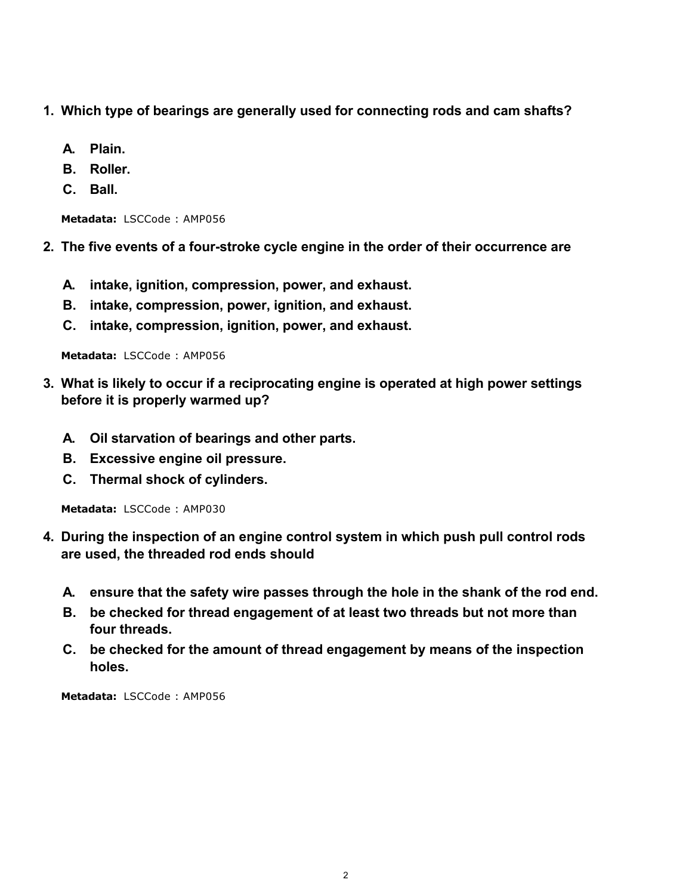1. **Which type of bearings are generally used for connecting rods and cam shafts?**

   A. **Plain.**
   B. **Roller.**
   C. **Ball.**

   **Metadata:** LSCCode : AMP056

2. **The five events of a four-stroke cycle engine in the order of their occurrence are**

   A. **intake, ignition, compression, power, and exhaust.**
   B. **intake, compression, power, ignition, and exhaust.**
   C. **intake, compression, ignition, power, and exhaust.**

   **Metadata:** LSCCode : AMP056

3. **What is likely to occur if a reciprocating engine is operated at high power settings before it is properly warmed up?**

   A. **Oil starvation of bearings and other parts.**
   B. **Excessive engine oil pressure.**
   C. **Thermal shock of cylinders.**

   **Metadata:** LSCCode : AMP030

4. **During the inspection of an engine control system in which push pull control rods are used, the threaded rod ends should**

   A. **ensure that the safety wire passes through the hole in the shank of the rod end.**
   B. **be checked for thread engagement of at least two threads but not more than four threads.**
   C. **be checked for the amount of thread engagement by means of the inspection holes.**

   **Metadata:** LSCCode : AMP056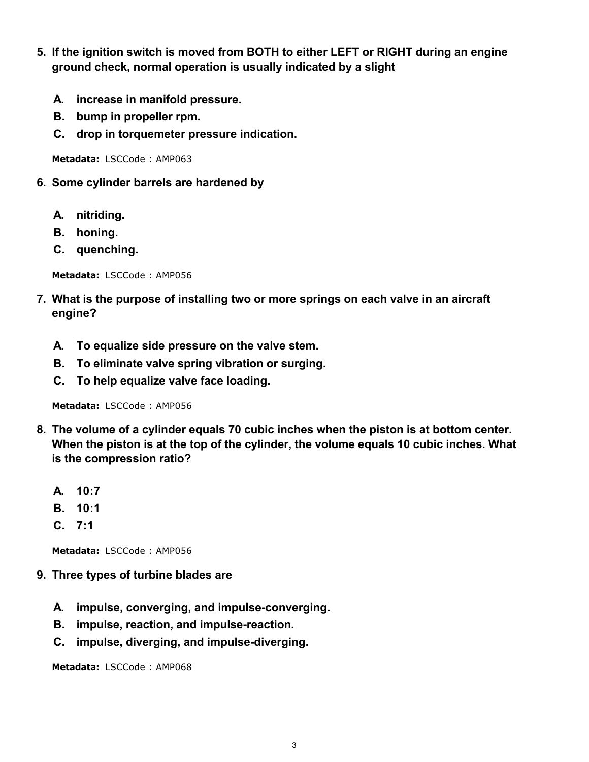5. **If the ignition switch is moved from BOTH to either LEFT or RIGHT during an engine ground check, normal operation is usually indicated by a slight**

   **A. increase in manifold pressure.**
   **B. bump in propeller rpm.**
   **C. drop in torquemeter pressure indication.**

   **Metadata:** LSCCode : AMP063

6. **Some cylinder barrels are hardened by**

   **A. nitriding.**
   **B. honing.**
   **C. quenching.**

   **Metadata:** LSCCode : AMP056

7. **What is the purpose of installing two or more springs on each valve in an aircraft engine?**

   **A. To equalize side pressure on the valve stem.**
   **B. To eliminate valve spring vibration or surging.**
   **C. To help equalize valve face loading.**

   **Metadata:** LSCCode : AMP056

8. **The volume of a cylinder equals 70 cubic inches when the piston is at bottom center. When the piston is at the top of the cylinder, the volume equals 10 cubic inches. What is the compression ratio?**

   **A. 10:7**
   **B. 10:1**
   **C. 7:1**

   **Metadata:** LSCCode : AMP056

9. **Three types of turbine blades are**

   **A. impulse, converging, and impulse-converging.**
   **B. impulse, reaction, and impulse-reaction.**
   **C. impulse, diverging, and impulse-diverging.**

   **Metadata:** LSCCode : AMP068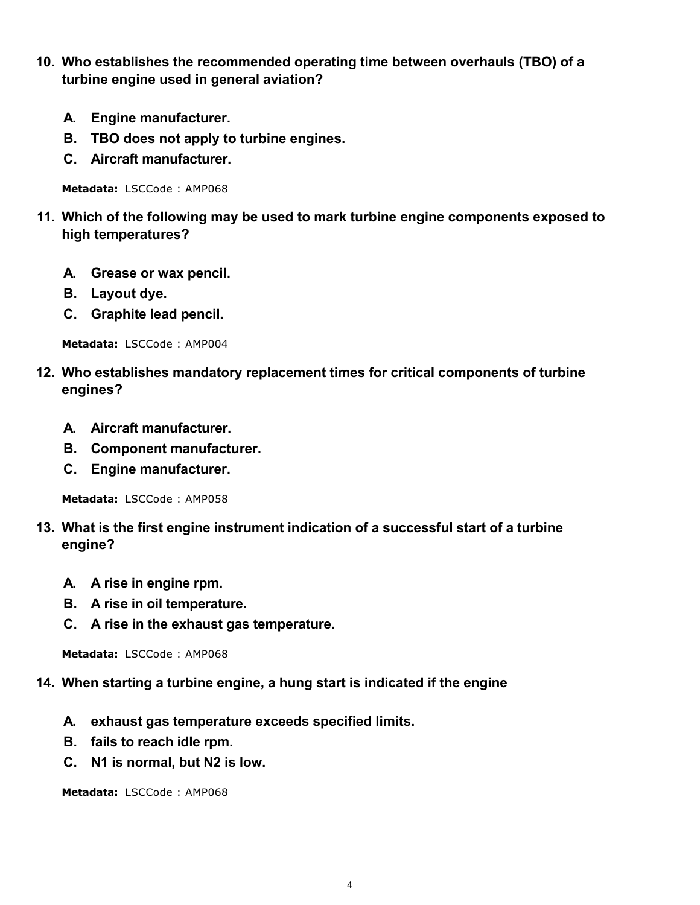**10. Who establishes the recommended operating time between overhauls (TBO) of a turbine engine used in general aviation?**

- **A. Engine manufacturer.**
- **B. TBO does not apply to turbine engines.**
- **C. Aircraft manufacturer.**

**Metadata:** LSCCode : AMP068

**11. Which of the following may be used to mark turbine engine components exposed to high temperatures?**

- **A. Grease or wax pencil.**
- **B. Layout dye.**
- **C. Graphite lead pencil.**

**Metadata:** LSCCode : AMP004

**12. Who establishes mandatory replacement times for critical components of turbine engines?**

- **A. Aircraft manufacturer.**
- **B. Component manufacturer.**
- **C. Engine manufacturer.**

**Metadata:** LSCCode : AMP058

**13. What is the first engine instrument indication of a successful start of a turbine engine?**

- **A. A rise in engine rpm.**
- **B. A rise in oil temperature.**
- **C. A rise in the exhaust gas temperature.**

**Metadata:** LSCCode : AMP068

**14. When starting a turbine engine, a hung start is indicated if the engine**

- **A. exhaust gas temperature exceeds specified limits.**
- **B. fails to reach idle rpm.**
- **C. N1 is normal, but N2 is low.**

**Metadata:** LSCCode : AMP068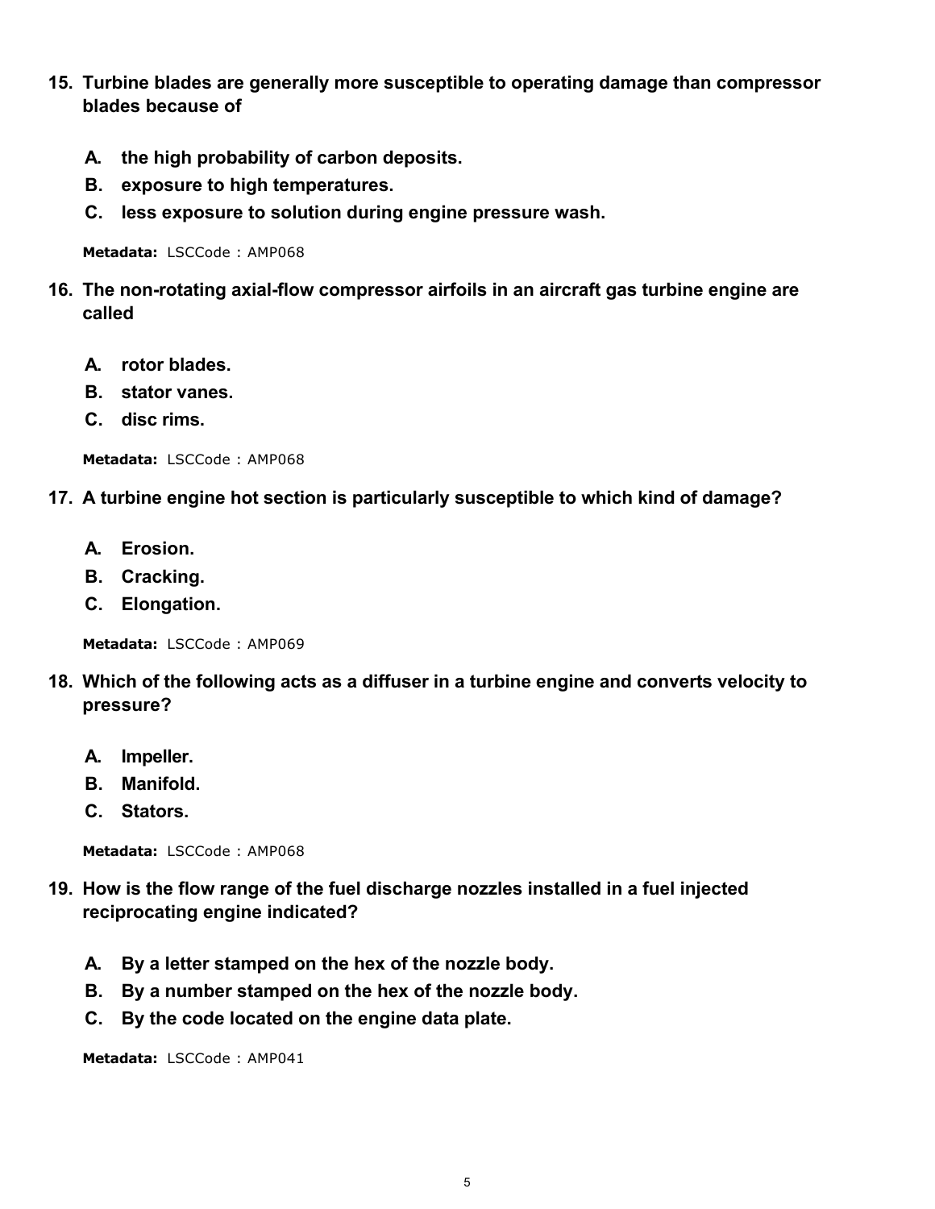**15. Turbine blades are generally more susceptible to operating damage than compressor blades because of**

- **A. the high probability of carbon deposits.**
- **B. exposure to high temperatures.**
- **C. less exposure to solution during engine pressure wash.**

**Metadata:** LSCCode : AMP068

**16. The non-rotating axial-flow compressor airfoils in an aircraft gas turbine engine are called**

- **A. rotor blades.**
- **B. stator vanes.**
- **C. disc rims.**

**Metadata:** LSCCode : AMP068

**17. A turbine engine hot section is particularly susceptible to which kind of damage?**

- **A. Erosion.**
- **B. Cracking.**
- **C. Elongation.**

**Metadata:** LSCCode : AMP069

**18. Which of the following acts as a diffuser in a turbine engine and converts velocity to pressure?**

- **A. Impeller.**
- **B. Manifold.**
- **C. Stators.**

**Metadata:** LSCCode : AMP068

**19. How is the flow range of the fuel discharge nozzles installed in a fuel injected reciprocating engine indicated?**

- **A. By a letter stamped on the hex of the nozzle body.**
- **B. By a number stamped on the hex of the nozzle body.**
- **C. By the code located on the engine data plate.**

**Metadata:** LSCCode : AMP041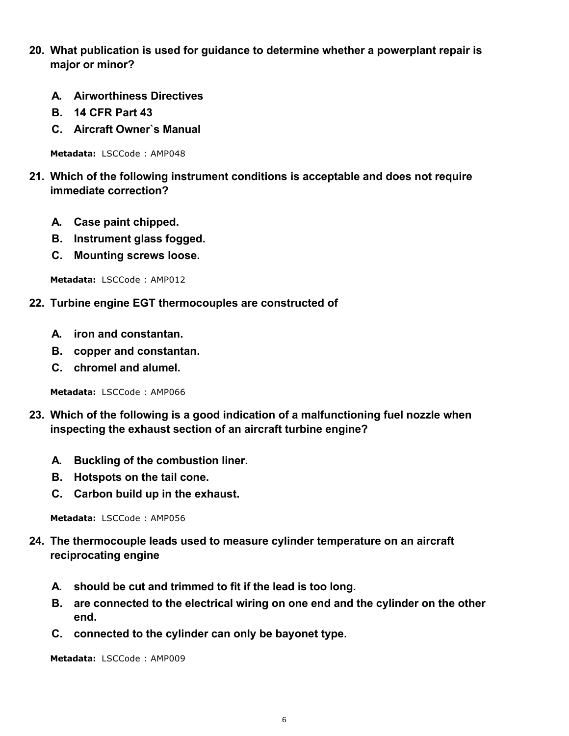**20. What publication is used for guidance to determine whether a powerplant repair is major or minor?**

- **A. Airworthiness Directives**
- **B. 14 CFR Part 43**
- **C. Aircraft Owner`s Manual**

**Metadata:** LSCCode : AMP048

**21. Which of the following instrument conditions is acceptable and does not require immediate correction?**

- **A. Case paint chipped.**
- **B. Instrument glass fogged.**
- **C. Mounting screws loose.**

**Metadata:** LSCCode : AMP012

**22. Turbine engine EGT thermocouples are constructed of**

- **A. iron and constantan.**
- **B. copper and constantan.**
- **C. chromel and alumel.**

**Metadata:** LSCCode : AMP066

**23. Which of the following is a good indication of a malfunctioning fuel nozzle when inspecting the exhaust section of an aircraft turbine engine?**

- **A. Buckling of the combustion liner.**
- **B. Hotspots on the tail cone.**
- **C. Carbon build up in the exhaust.**

**Metadata:** LSCCode : AMP056

**24. The thermocouple leads used to measure cylinder temperature on an aircraft reciprocating engine**

- **A. should be cut and trimmed to fit if the lead is too long.**
- **B. are connected to the electrical wiring on one end and the cylinder on the other end.**
- **C. connected to the cylinder can only be bayonet type.**

**Metadata:** LSCCode : AMP009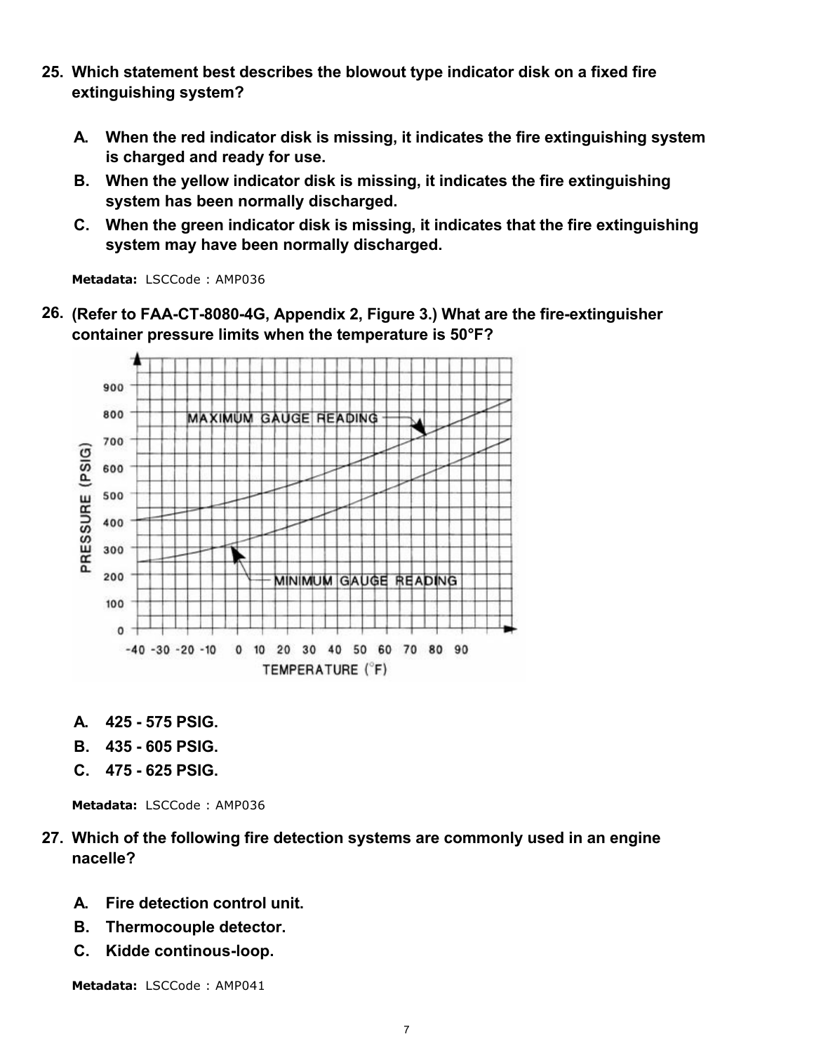**25. Which statement best describes the blowout type indicator disk on a fixed fire extinguishing system?**

- **A. When the red indicator disk is missing, it indicates the fire extinguishing system is charged and ready for use.**
- **B. When the yellow indicator disk is missing, it indicates the fire extinguishing system has been normally discharged.**
- **C. When the green indicator disk is missing, it indicates that the fire extinguishing system may have been normally discharged.**

**Metadata:** LSCCode : AMP036

**26. (Refer to FAA-CT-8080-4G, Appendix 2, Figure 3.) What are the fire-extinguisher container pressure limits when the temperature is 50°F?**

- **A. 425 - 575 PSIG.**
- **B. 435 - 605 PSIG.**
- **C. 475 - 625 PSIG.**

**Metadata:** LSCCode : AMP036

**27. Which of the following fire detection systems are commonly used in an engine nacelle?**

- **A. Fire detection control unit.**
- **B. Thermocouple detector.**
- **C. Kidde continous-loop.**

**Metadata:** LSCCode : AMP041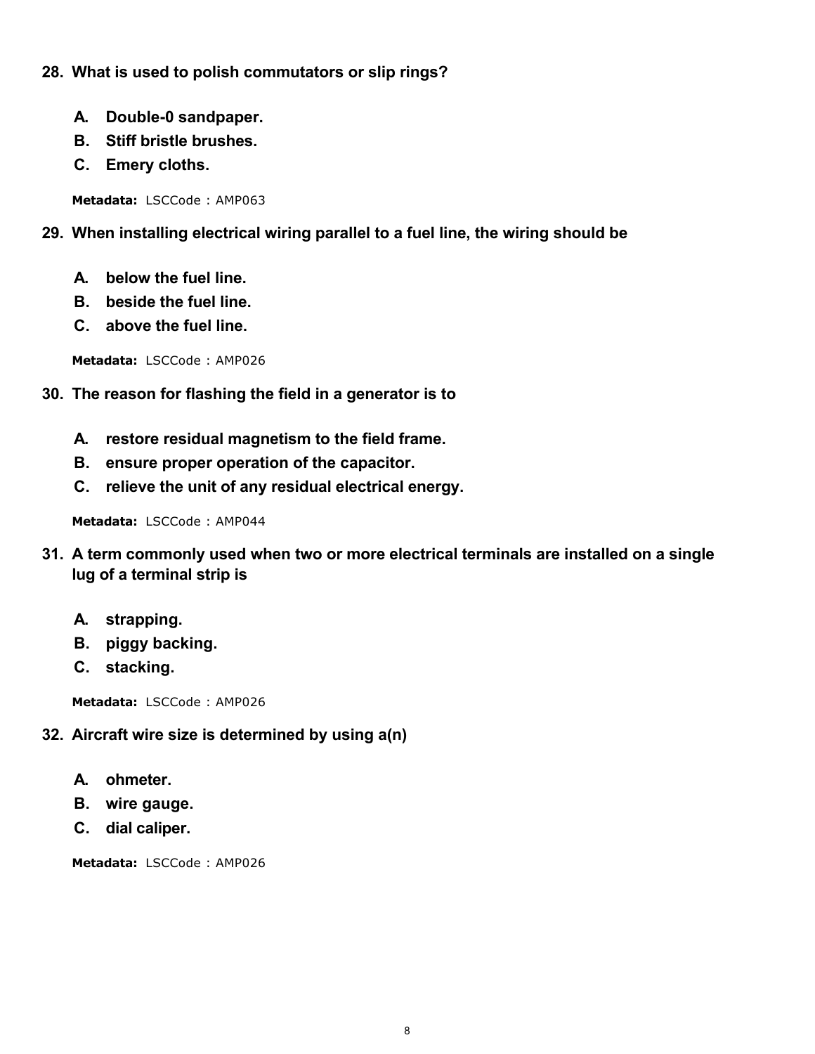**28. What is used to polish commutators or slip rings?**

- **A. Double-0 sandpaper.**
- **B. Stiff bristle brushes.**
- **C. Emery cloths.**

**Metadata:** LSCCode : AMP063

**29. When installing electrical wiring parallel to a fuel line, the wiring should be**

- **A. below the fuel line.**
- **B. beside the fuel line.**
- **C. above the fuel line.**

**Metadata:** LSCCode : AMP026

**30. The reason for flashing the field in a generator is to**

- **A. restore residual magnetism to the field frame.**
- **B. ensure proper operation of the capacitor.**
- **C. relieve the unit of any residual electrical energy.**

**Metadata:** LSCCode : AMP044

**31. A term commonly used when two or more electrical terminals are installed on a single lug of a terminal strip is**

- **A. strapping.**
- **B. piggy backing.**
- **C. stacking.**

**Metadata:** LSCCode : AMP026

**32. Aircraft wire size is determined by using a(n)**

- **A. ohmeter.**
- **B. wire gauge.**
- **C. dial caliper.**

**Metadata:** LSCCode : AMP026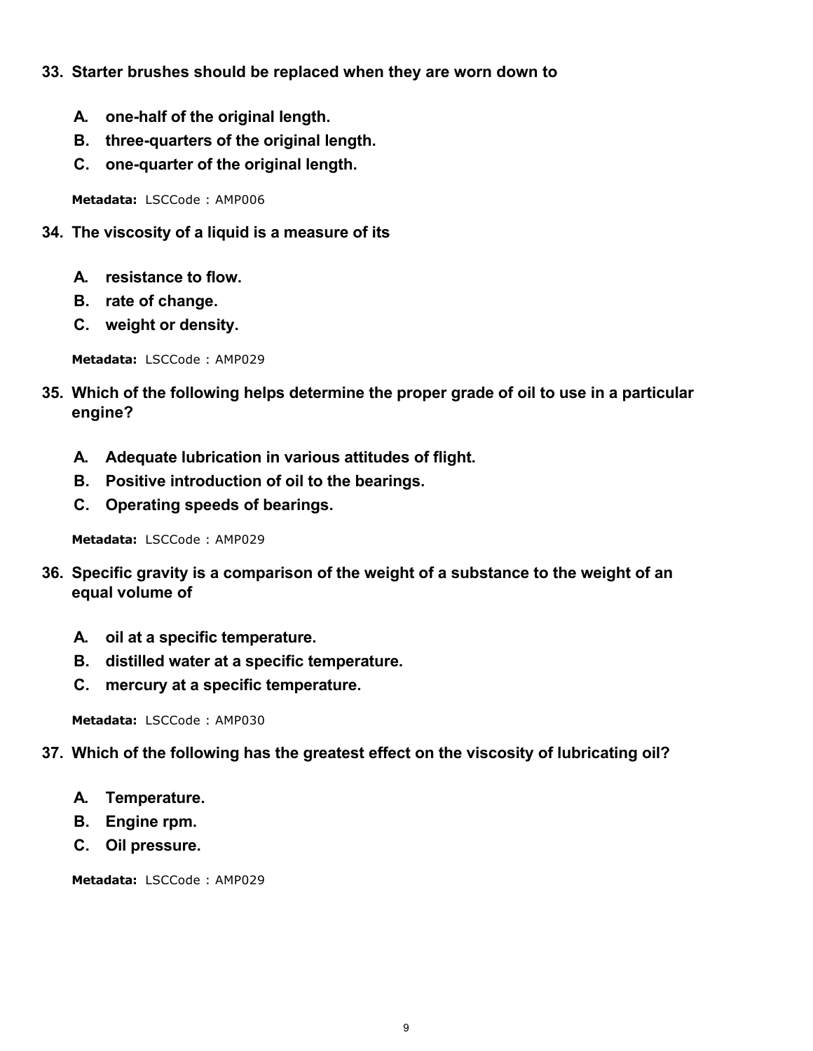**33. Starter brushes should be replaced when they are worn down to**

- **A. one-half of the original length.**
- **B. three-quarters of the original length.**
- **C. one-quarter of the original length.**

**Metadata:** LSCCode : AMP006

**34. The viscosity of a liquid is a measure of its**

- **A. resistance to flow.**
- **B. rate of change.**
- **C. weight or density.**

**Metadata:** LSCCode : AMP029

**35. Which of the following helps determine the proper grade of oil to use in a particular engine?**

- **A. Adequate lubrication in various attitudes of flight.**
- **B. Positive introduction of oil to the bearings.**
- **C. Operating speeds of bearings.**

**Metadata:** LSCCode : AMP029

**36. Specific gravity is a comparison of the weight of a substance to the weight of an equal volume of**

- **A. oil at a specific temperature.**
- **B. distilled water at a specific temperature.**
- **C. mercury at a specific temperature.**

**Metadata:** LSCCode : AMP030

**37. Which of the following has the greatest effect on the viscosity of lubricating oil?**

- **A. Temperature.**
- **B. Engine rpm.**
- **C. Oil pressure.**

**Metadata:** LSCCode : AMP029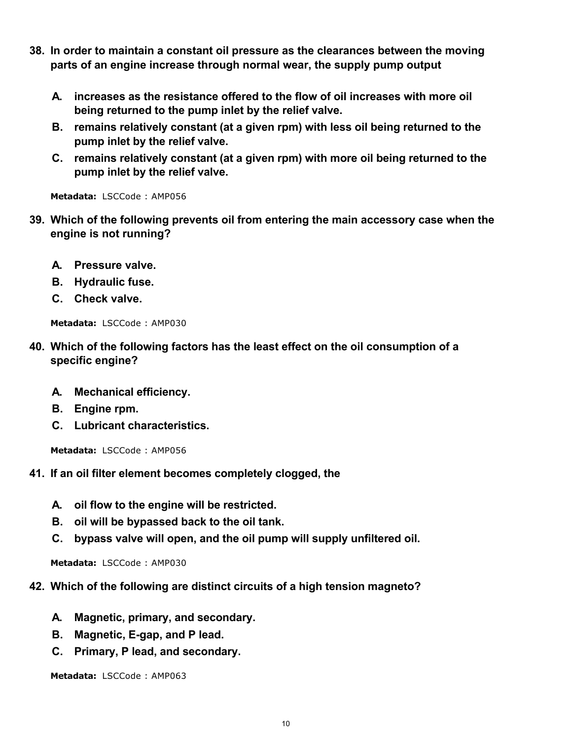**38. In order to maintain a constant oil pressure as the clearances between the moving parts of an engine increase through normal wear, the supply pump output**

- **A. increases as the resistance offered to the flow of oil increases with more oil being returned to the pump inlet by the relief valve.**
- **B. remains relatively constant (at a given rpm) with less oil being returned to the pump inlet by the relief valve.**
- **C. remains relatively constant (at a given rpm) with more oil being returned to the pump inlet by the relief valve.**

**Metadata:** LSCCode : AMP056

**39. Which of the following prevents oil from entering the main accessory case when the engine is not running?**

- **A. Pressure valve.**
- **B. Hydraulic fuse.**
- **C. Check valve.**

**Metadata:** LSCCode : AMP030

**40. Which of the following factors has the least effect on the oil consumption of a specific engine?**

- **A. Mechanical efficiency.**
- **B. Engine rpm.**
- **C. Lubricant characteristics.**

**Metadata:** LSCCode : AMP056

**41. If an oil filter element becomes completely clogged, the**

- **A. oil flow to the engine will be restricted.**
- **B. oil will be bypassed back to the oil tank.**
- **C. bypass valve will open, and the oil pump will supply unfiltered oil.**

**Metadata:** LSCCode : AMP030

**42. Which of the following are distinct circuits of a high tension magneto?**

- **A. Magnetic, primary, and secondary.**
- **B. Magnetic, E-gap, and P lead.**
- **C. Primary, P lead, and secondary.**

**Metadata:** LSCCode : AMP063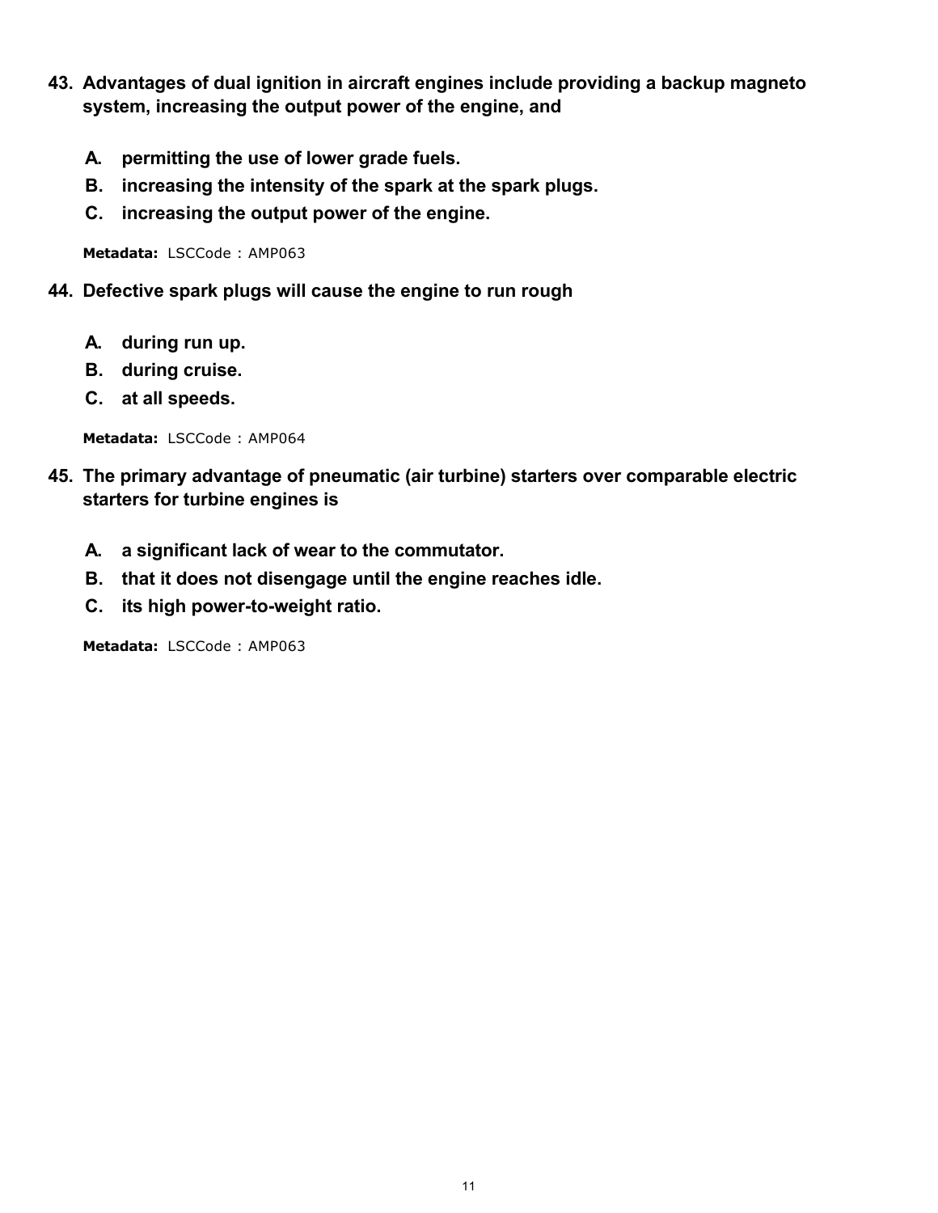43. **Advantages of dual ignition in aircraft engines include providing a backup magneto system, increasing the output power of the engine, and**

    A. **permitting the use of lower grade fuels.**
    B. **increasing the intensity of the spark at the spark plugs.**
    C. **increasing the output power of the engine.**

    **Metadata:** LSCCode : AMP063

44. **Defective spark plugs will cause the engine to run rough**

    A. **during run up.**
    B. **during cruise.**
    C. **at all speeds.**

    **Metadata:** LSCCode : AMP064

45. **The primary advantage of pneumatic (air turbine) starters over comparable electric starters for turbine engines is**

    A. **a significant lack of wear to the commutator.**
    B. **that it does not disengage until the engine reaches idle.**
    C. **its high power-to-weight ratio.**

    **Metadata:** LSCCode : AMP063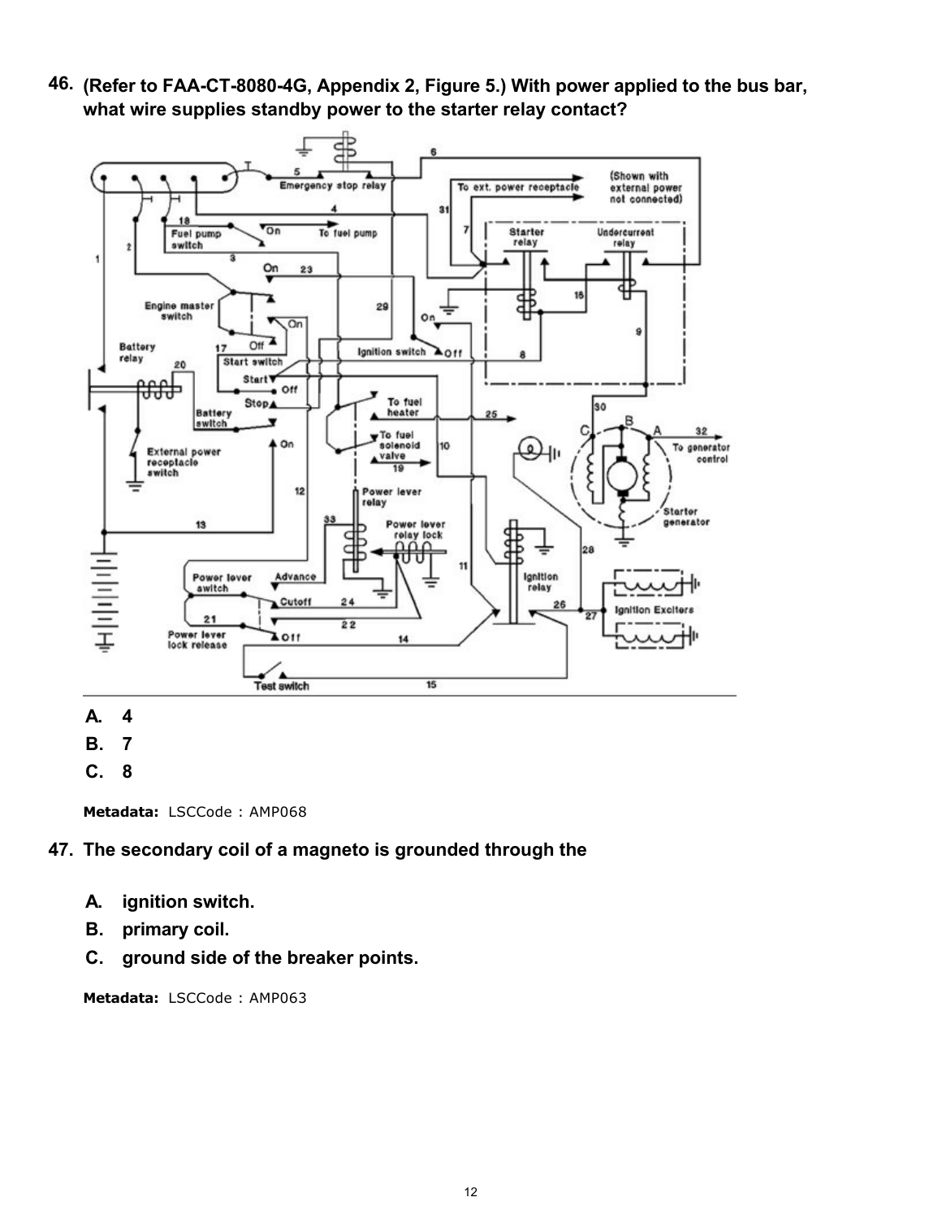**46. (Refer to FAA-CT-8080-4G, Appendix 2, Figure 5.) With power applied to the bus bar, what wire supplies standby power to the starter relay contact?**

A. 4

B. 7

C. 8

**Metadata:** LSCCode : AMP068

**47. The secondary coil of a magneto is grounded through the**

A. ignition switch.

B. primary coil.

C. ground side of the breaker points.

**Metadata:** LSCCode : AMP063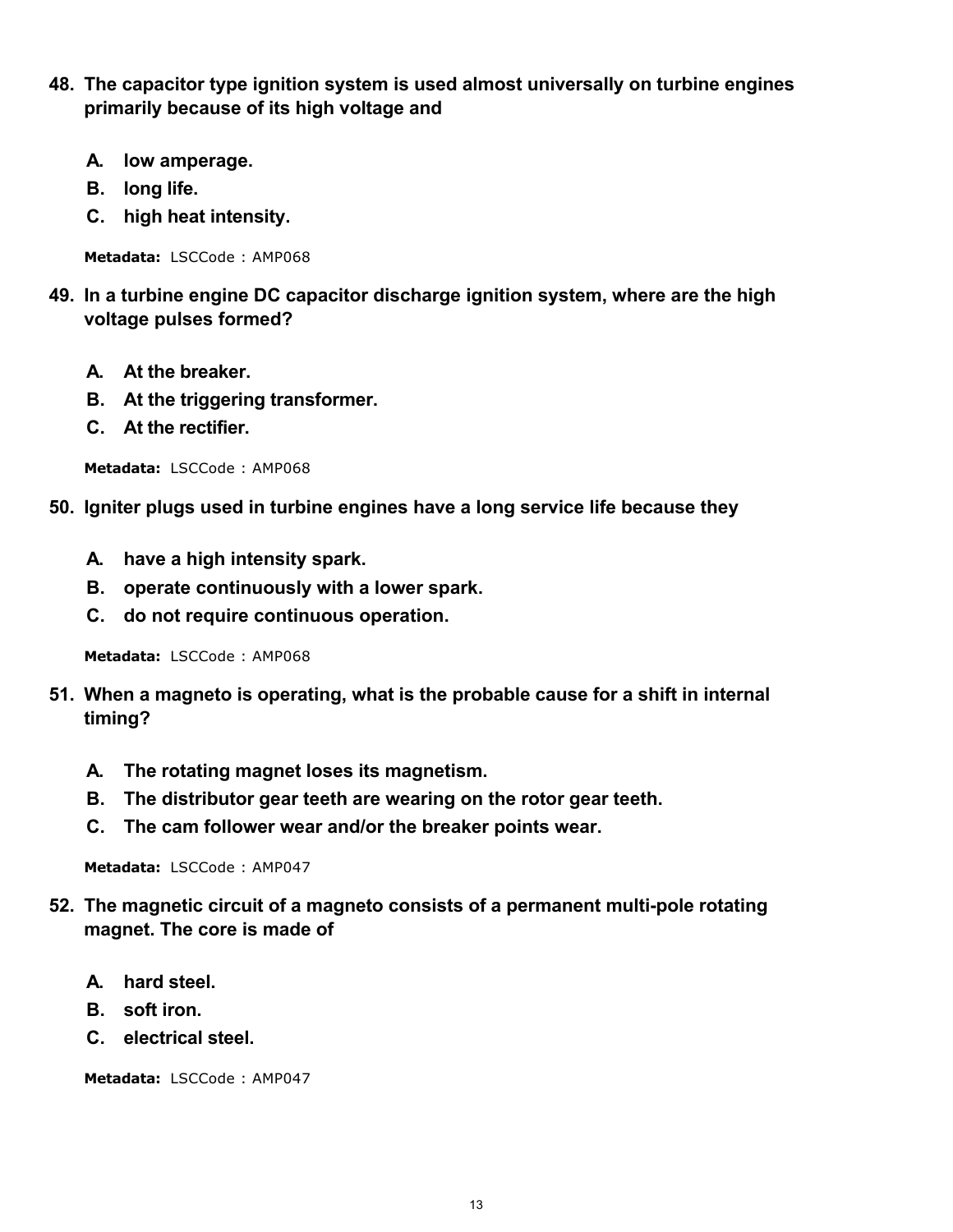**48. The capacitor type ignition system is used almost universally on turbine engines primarily because of its high voltage and**

- **A. low amperage.**
- **B. long life.**
- **C. high heat intensity.**

**Metadata:** LSCCode : AMP068

**49. In a turbine engine DC capacitor discharge ignition system, where are the high voltage pulses formed?**

- **A. At the breaker.**
- **B. At the triggering transformer.**
- **C. At the rectifier.**

**Metadata:** LSCCode : AMP068

**50. Igniter plugs used in turbine engines have a long service life because they**

- **A. have a high intensity spark.**
- **B. operate continuously with a lower spark.**
- **C. do not require continuous operation.**

**Metadata:** LSCCode : AMP068

**51. When a magneto is operating, what is the probable cause for a shift in internal timing?**

- **A. The rotating magnet loses its magnetism.**
- **B. The distributor gear teeth are wearing on the rotor gear teeth.**
- **C. The cam follower wear and/or the breaker points wear.**

**Metadata:** LSCCode : AMP047

**52. The magnetic circuit of a magneto consists of a permanent multi-pole rotating magnet. The core is made of**

- **A. hard steel.**
- **B. soft iron.**
- **C. electrical steel.**

**Metadata:** LSCCode : AMP047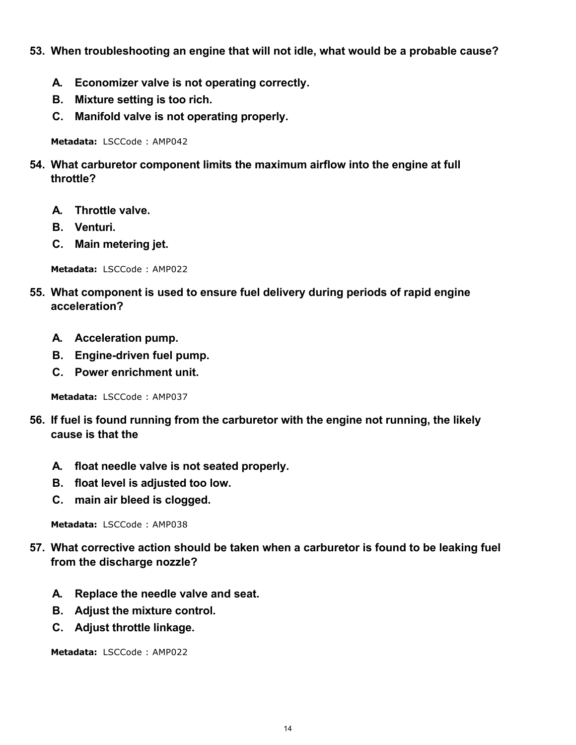**53. When troubleshooting an engine that will not idle, what would be a probable cause?**

- **A. Economizer valve is not operating correctly.**
- **B. Mixture setting is too rich.**
- **C. Manifold valve is not operating properly.**

**Metadata:** LSCCode : AMP042

**54. What carburetor component limits the maximum airflow into the engine at full throttle?**

- **A. Throttle valve.**
- **B. Venturi.**
- **C. Main metering jet.**

**Metadata:** LSCCode : AMP022

**55. What component is used to ensure fuel delivery during periods of rapid engine acceleration?**

- **A. Acceleration pump.**
- **B. Engine-driven fuel pump.**
- **C. Power enrichment unit.**

**Metadata:** LSCCode : AMP037

**56. If fuel is found running from the carburetor with the engine not running, the likely cause is that the**

- **A. float needle valve is not seated properly.**
- **B. float level is adjusted too low.**
- **C. main air bleed is clogged.**

**Metadata:** LSCCode : AMP038

**57. What corrective action should be taken when a carburetor is found to be leaking fuel from the discharge nozzle?**

- **A. Replace the needle valve and seat.**
- **B. Adjust the mixture control.**
- **C. Adjust throttle linkage.**

**Metadata:** LSCCode : AMP022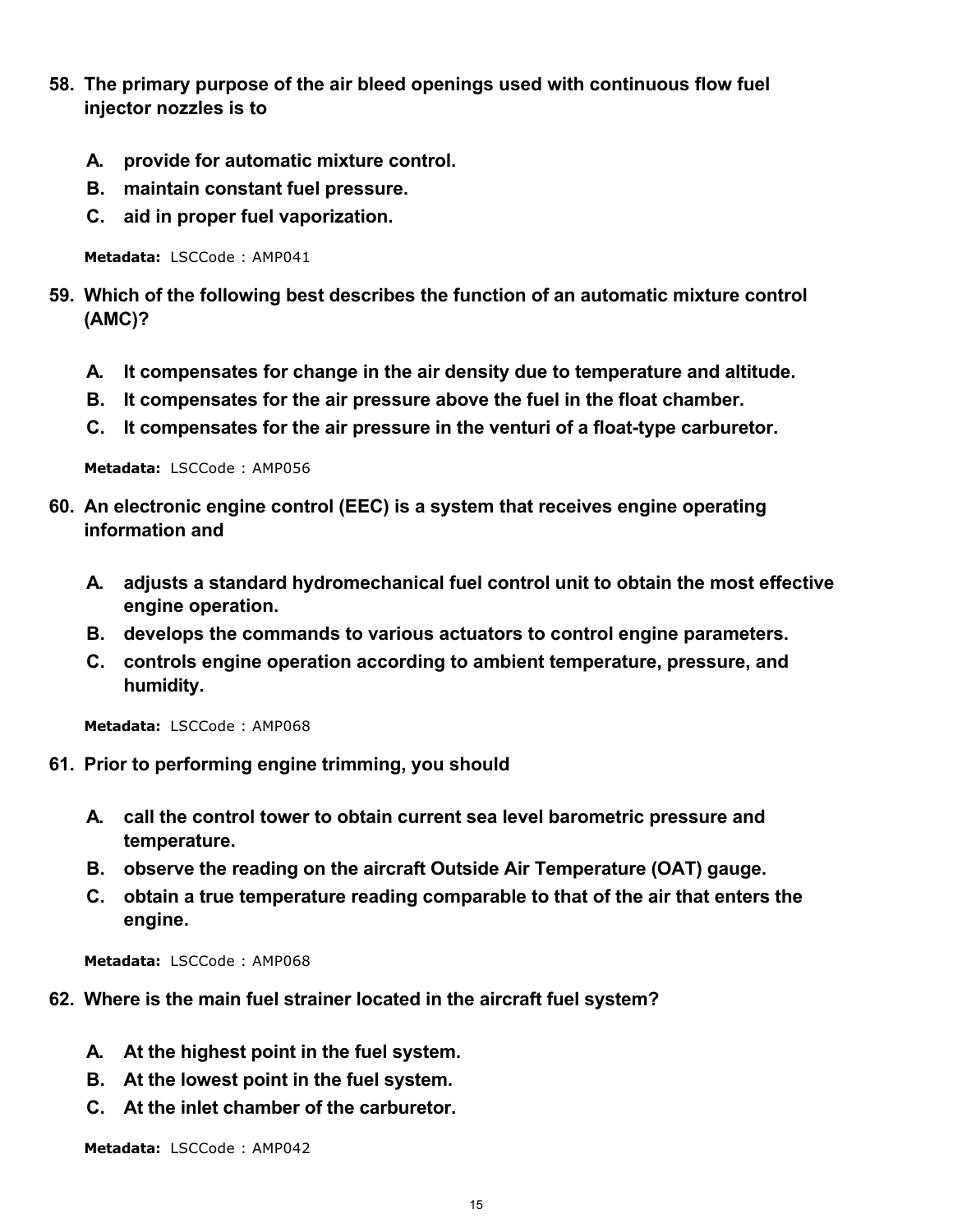**58. The primary purpose of the air bleed openings used with continuous flow fuel injector nozzles is to**

- **A. provide for automatic mixture control.**
- **B. maintain constant fuel pressure.**
- **C. aid in proper fuel vaporization.**

**Metadata:** LSCCode : AMP041

**59. Which of the following best describes the function of an automatic mixture control (AMC)?**

- **A. It compensates for change in the air density due to temperature and altitude.**
- **B. It compensates for the air pressure above the fuel in the float chamber.**
- **C. It compensates for the air pressure in the venturi of a float-type carburetor.**

**Metadata:** LSCCode : AMP056

**60. An electronic engine control (EEC) is a system that receives engine operating information and**

- **A. adjusts a standard hydromechanical fuel control unit to obtain the most effective engine operation.**
- **B. develops the commands to various actuators to control engine parameters.**
- **C. controls engine operation according to ambient temperature, pressure, and humidity.**

**Metadata:** LSCCode : AMP068

**61. Prior to performing engine trimming, you should**

- **A. call the control tower to obtain current sea level barometric pressure and temperature.**
- **B. observe the reading on the aircraft Outside Air Temperature (OAT) gauge.**
- **C. obtain a true temperature reading comparable to that of the air that enters the engine.**

**Metadata:** LSCCode : AMP068

**62. Where is the main fuel strainer located in the aircraft fuel system?**

- **A. At the highest point in the fuel system.**
- **B. At the lowest point in the fuel system.**
- **C. At the inlet chamber of the carburetor.**

**Metadata:** LSCCode : AMP042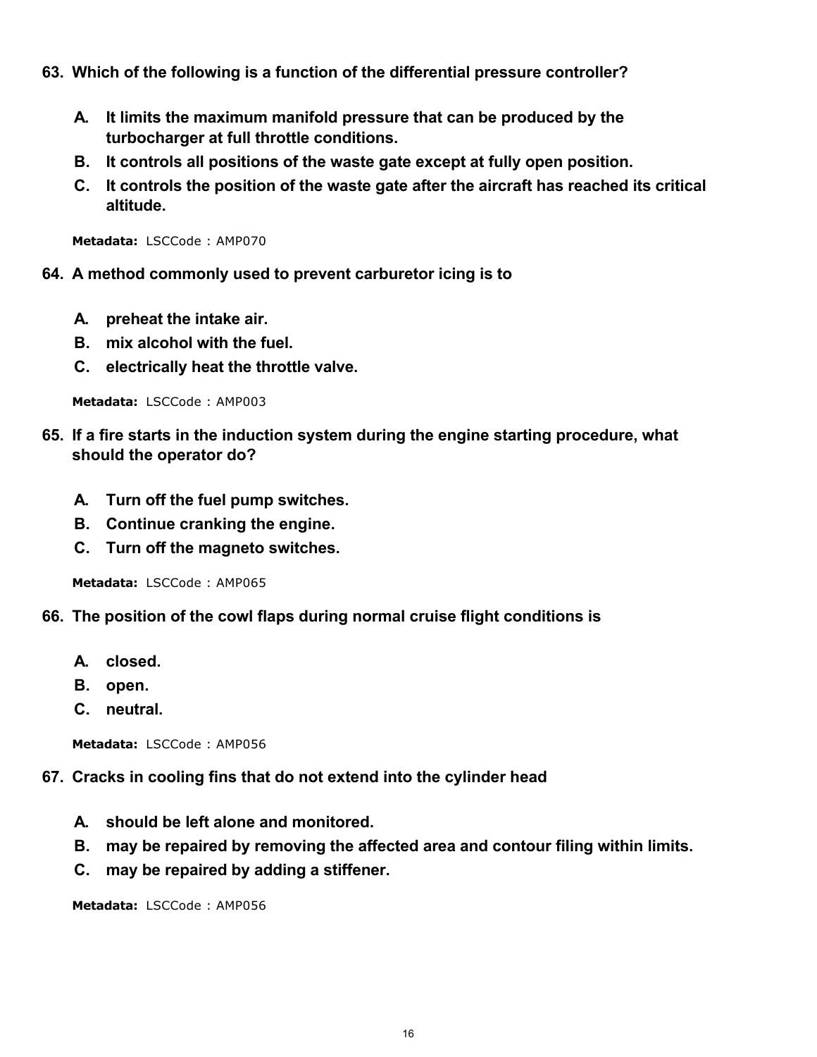**63. Which of the following is a function of the differential pressure controller?**

- **A.** **It limits the maximum manifold pressure that can be produced by the turbocharger at full throttle conditions.**
- **B.** **It controls all positions of the waste gate except at fully open position.**
- **C.** **It controls the position of the waste gate after the aircraft has reached its critical altitude.**

**Metadata:** LSCCode : AMP070

**64. A method commonly used to prevent carburetor icing is to**

- **A.** **preheat the intake air.**
- **B.** **mix alcohol with the fuel.**
- **C.** **electrically heat the throttle valve.**

**Metadata:** LSCCode : AMP003

**65. If a fire starts in the induction system during the engine starting procedure, what should the operator do?**

- **A.** **Turn off the fuel pump switches.**
- **B.** **Continue cranking the engine.**
- **C.** **Turn off the magneto switches.**

**Metadata:** LSCCode : AMP065

**66. The position of the cowl flaps during normal cruise flight conditions is**

- **A.** **closed.**
- **B.** **open.**
- **C.** **neutral.**

**Metadata:** LSCCode : AMP056

**67. Cracks in cooling fins that do not extend into the cylinder head**

- **A.** **should be left alone and monitored.**
- **B.** **may be repaired by removing the affected area and contour filing within limits.**
- **C.** **may be repaired by adding a stiffener.**

**Metadata:** LSCCode : AMP056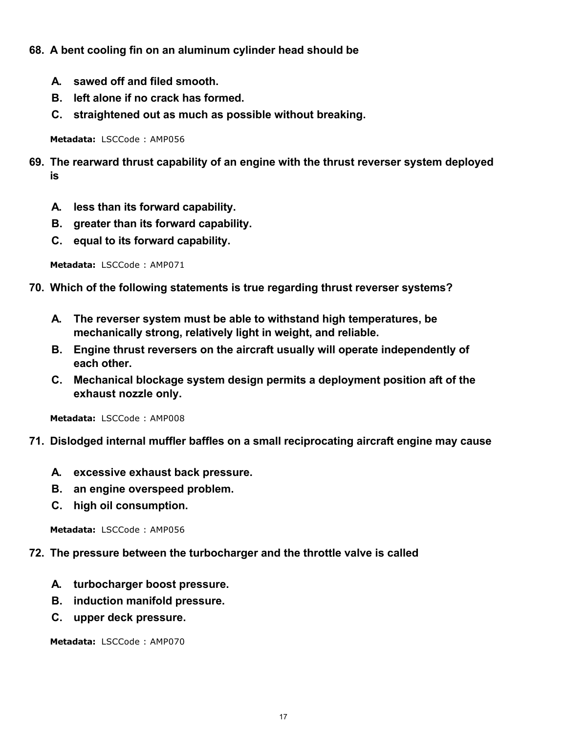**68. A bent cooling fin on an aluminum cylinder head should be**

- **A. sawed off and filed smooth.**
- **B. left alone if no crack has formed.**
- **C. straightened out as much as possible without breaking.**

**Metadata:** LSCCode : AMP056

**69. The rearward thrust capability of an engine with the thrust reverser system deployed is**

- **A. less than its forward capability.**
- **B. greater than its forward capability.**
- **C. equal to its forward capability.**

**Metadata:** LSCCode : AMP071

**70. Which of the following statements is true regarding thrust reverser systems?**

- **A. The reverser system must be able to withstand high temperatures, be mechanically strong, relatively light in weight, and reliable.**
- **B. Engine thrust reversers on the aircraft usually will operate independently of each other.**
- **C. Mechanical blockage system design permits a deployment position aft of the exhaust nozzle only.**

**Metadata:** LSCCode : AMP008

**71. Dislodged internal muffler baffles on a small reciprocating aircraft engine may cause**

- **A. excessive exhaust back pressure.**
- **B. an engine overspeed problem.**
- **C. high oil consumption.**

**Metadata:** LSCCode : AMP056

**72. The pressure between the turbocharger and the throttle valve is called**

- **A. turbocharger boost pressure.**
- **B. induction manifold pressure.**
- **C. upper deck pressure.**

**Metadata:** LSCCode : AMP070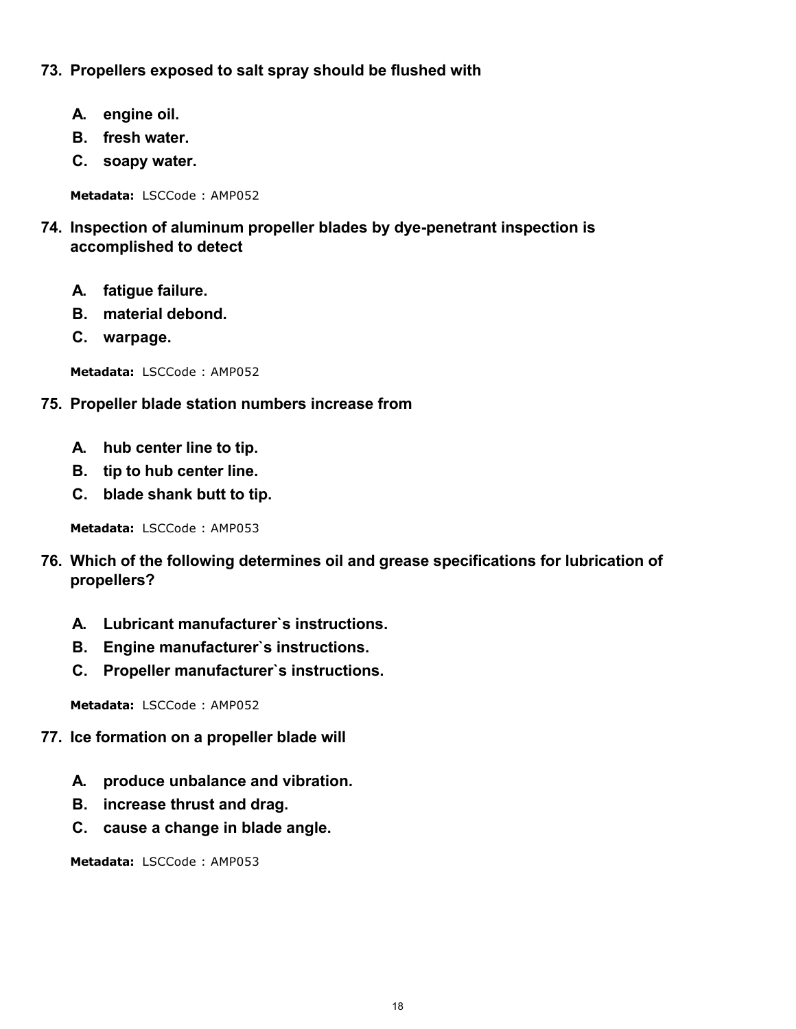**73. Propellers exposed to salt spray should be flushed with**

- **A. engine oil.**
- **B. fresh water.**
- **C. soapy water.**

**Metadata:** LSCCode : AMP052

**74. Inspection of aluminum propeller blades by dye-penetrant inspection is accomplished to detect**

- **A. fatigue failure.**
- **B. material debond.**
- **C. warpage.**

**Metadata:** LSCCode : AMP052

**75. Propeller blade station numbers increase from**

- **A. hub center line to tip.**
- **B. tip to hub center line.**
- **C. blade shank butt to tip.**

**Metadata:** LSCCode : AMP053

**76. Which of the following determines oil and grease specifications for lubrication of propellers?**

- **A. Lubricant manufacturer`s instructions.**
- **B. Engine manufacturer`s instructions.**
- **C. Propeller manufacturer`s instructions.**

**Metadata:** LSCCode : AMP052

**77. Ice formation on a propeller blade will**

- **A. produce unbalance and vibration.**
- **B. increase thrust and drag.**
- **C. cause a change in blade angle.**

**Metadata:** LSCCode : AMP053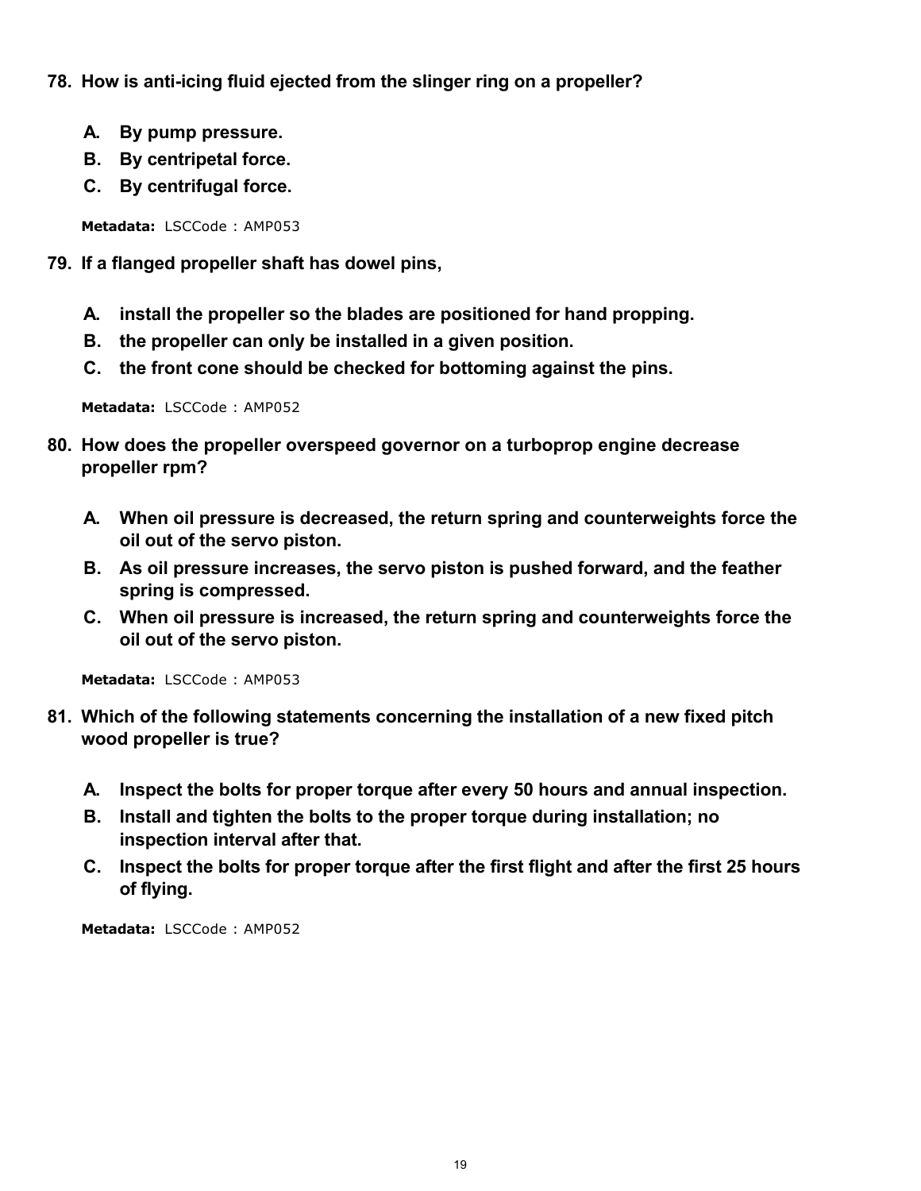**78. How is anti-icing fluid ejected from the slinger ring on a propeller?**

- **A. By pump pressure.**
- **B. By centripetal force.**
- **C. By centrifugal force.**

**Metadata:** LSCCode : AMP053

**79. If a flanged propeller shaft has dowel pins,**

- **A. install the propeller so the blades are positioned for hand propping.**
- **B. the propeller can only be installed in a given position.**
- **C. the front cone should be checked for bottoming against the pins.**

**Metadata:** LSCCode : AMP052

**80. How does the propeller overspeed governor on a turboprop engine decrease propeller rpm?**

- **A. When oil pressure is decreased, the return spring and counterweights force the oil out of the servo piston.**
- **B. As oil pressure increases, the servo piston is pushed forward, and the feather spring is compressed.**
- **C. When oil pressure is increased, the return spring and counterweights force the oil out of the servo piston.**

**Metadata:** LSCCode : AMP053

**81. Which of the following statements concerning the installation of a new fixed pitch wood propeller is true?**

- **A. Inspect the bolts for proper torque after every 50 hours and annual inspection.**
- **B. Install and tighten the bolts to the proper torque during installation; no inspection interval after that.**
- **C. Inspect the bolts for proper torque after the first flight and after the first 25 hours of flying.**

**Metadata:** LSCCode : AMP052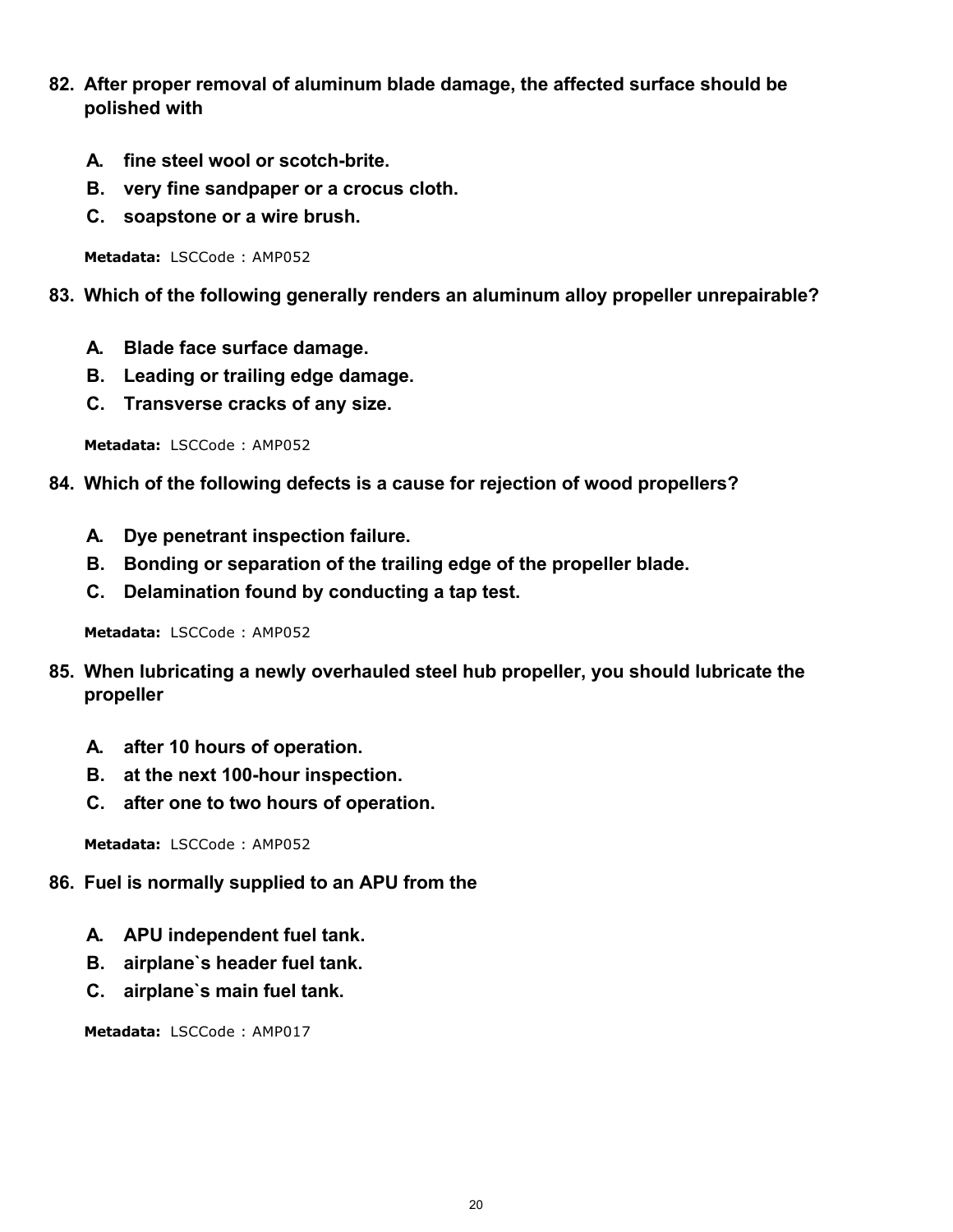82. **After proper removal of aluminum blade damage, the affected surface should be polished with**

    A. **fine steel wool or scotch-brite.**
    B. **very fine sandpaper or a crocus cloth.**
    C. **soapstone or a wire brush.**

    **Metadata:** LSCCode : AMP052

83. **Which of the following generally renders an aluminum alloy propeller unrepairable?**

    A. **Blade face surface damage.**
    B. **Leading or trailing edge damage.**
    C. **Transverse cracks of any size.**

    **Metadata:** LSCCode : AMP052

84. **Which of the following defects is a cause for rejection of wood propellers?**

    A. **Dye penetrant inspection failure.**
    B. **Bonding or separation of the trailing edge of the propeller blade.**
    C. **Delamination found by conducting a tap test.**

    **Metadata:** LSCCode : AMP052

85. **When lubricating a newly overhauled steel hub propeller, you should lubricate the propeller**

    A. **after 10 hours of operation.**
    B. **at the next 100-hour inspection.**
    C. **after one to two hours of operation.**

    **Metadata:** LSCCode : AMP052

86. **Fuel is normally supplied to an APU from the**

    A. **APU independent fuel tank.**
    B. **airplane`s header fuel tank.**
    C. **airplane`s main fuel tank.**

    **Metadata:** LSCCode : AMP017